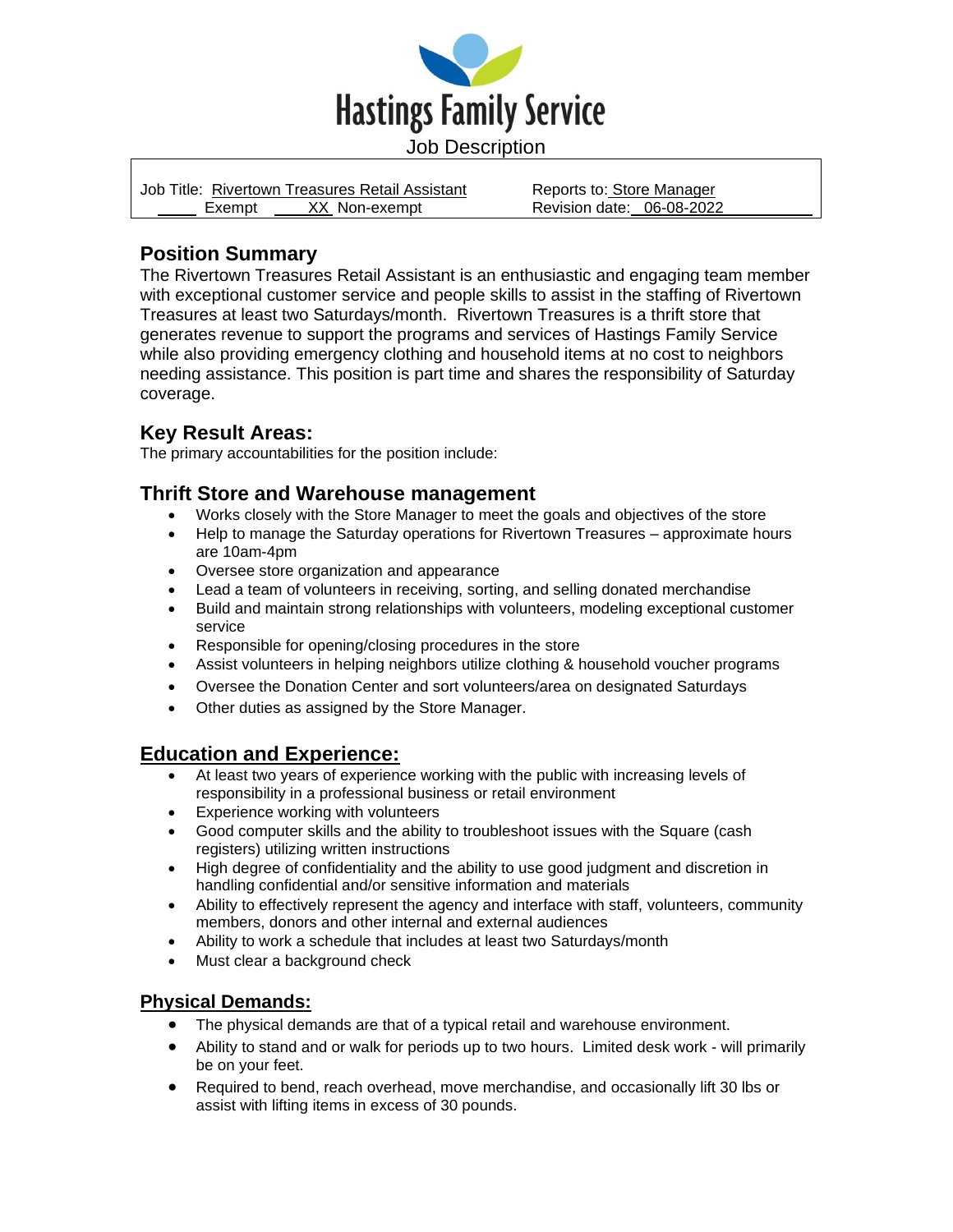# Hastings Family Service

Job Description

Job Title: Rivertown Treasures Retail Assistant

Reports to: Store Manager

_____ Exempt ____XX Non-exempt

Revision date: 06-08-2022

## Position Summary

The Rivertown Treasures Retail Assistant is an enthusiastic and engaging team member with exceptional customer service and people skills to assist in the staffing of Rivertown Treasures at least two Saturdays/month. Rivertown Treasures is a thrift store that generates revenue to support the programs and services of Hastings Family Service while also providing emergency clothing and household items at no cost to neighbors needing assistance. This position is part time and shares the responsibility of Saturday coverage.

## Key Result Areas:

The primary accountabilities for the position include:

## Thrift Store and Warehouse management

- Works closely with the Store Manager to meet the goals and objectives of the store
- Help to manage the Saturday operations for Rivertown Treasures – approximate hours are 10am-4pm
- Oversee store organization and appearance
- Lead a team of volunteers in receiving, sorting, and selling donated merchandise
- Build and maintain strong relationships with volunteers, modeling exceptional customer service
- Responsible for opening/closing procedures in the store
- Assist volunteers in helping neighbors utilize clothing & household voucher programs
- Oversee the Donation Center and sort volunteers/area on designated Saturdays
- Other duties as assigned by the Store Manager.

## Education and Experience:

- At least two years of experience working with the public with increasing levels of responsibility in a professional business or retail environment
- Experience working with volunteers
- Good computer skills and the ability to troubleshoot issues with the Square (cash registers) utilizing written instructions
- High degree of confidentiality and the ability to use good judgment and discretion in handling confidential and/or sensitive information and materials
- Ability to effectively represent the agency and interface with staff, volunteers, community members, donors and other internal and external audiences
- Ability to work a schedule that includes at least two Saturdays/month
- Must clear a background check

## Physical Demands:

- The physical demands are that of a typical retail and warehouse environment.
- Ability to stand and or walk for periods up to two hours. Limited desk work - will primarily be on your feet.
- Required to bend, reach overhead, move merchandise, and occasionally lift 30 lbs or assist with lifting items in excess of 30 pounds.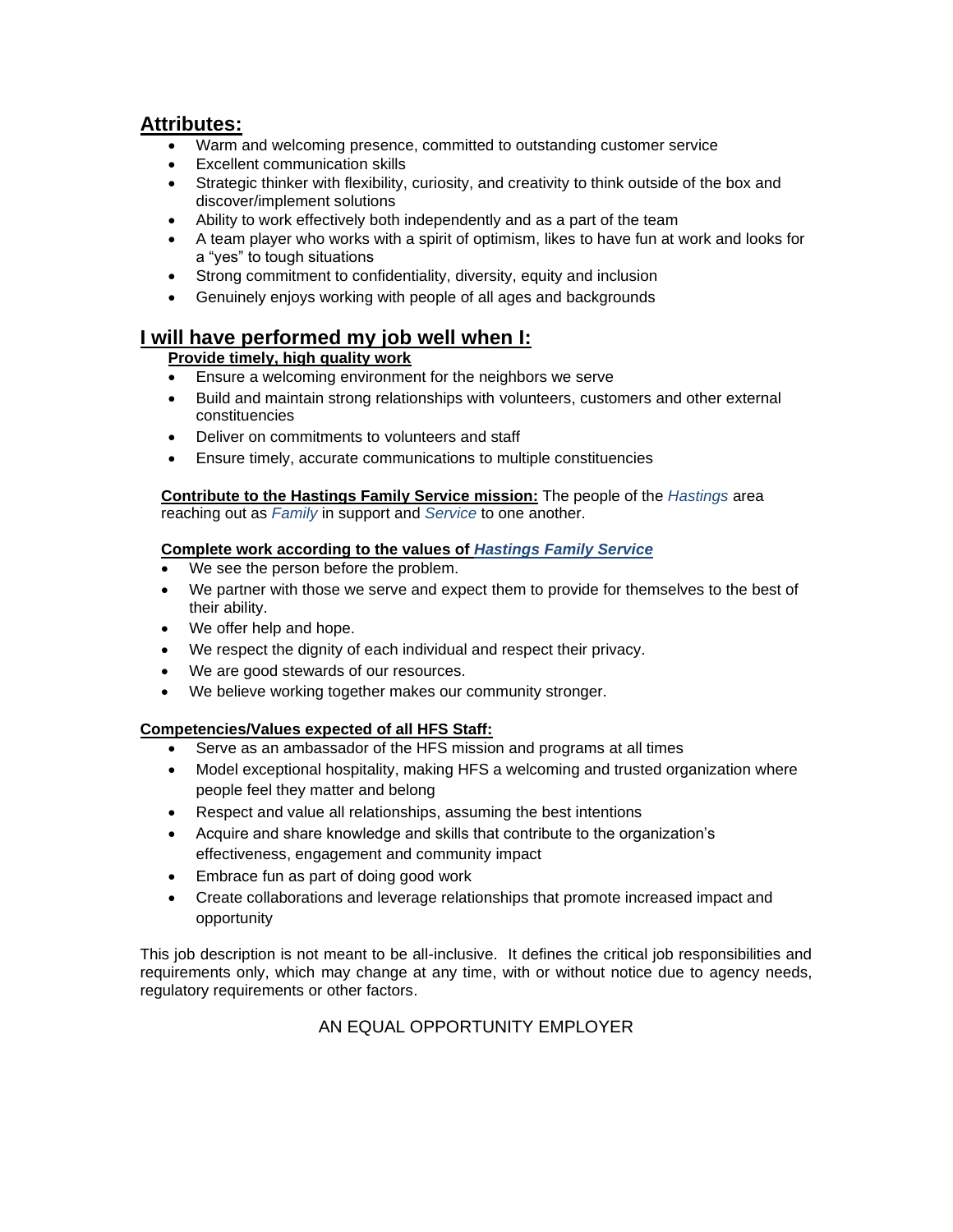## Attributes:

- Warm and welcoming presence, committed to outstanding customer service
- Excellent communication skills
- Strategic thinker with flexibility, curiosity, and creativity to think outside of the box and discover/implement solutions
- Ability to work effectively both independently and as a part of the team
- A team player who works with a spirit of optimism, likes to have fun at work and looks for a "yes" to tough situations
- Strong commitment to confidentiality, diversity, equity and inclusion
- Genuinely enjoys working with people of all ages and backgrounds

## I will have performed my job well when I:

**Provide timely, high quality work**

- Ensure a welcoming environment for the neighbors we serve
- Build and maintain strong relationships with volunteers, customers and other external constituencies
- Deliver on commitments to volunteers and staff
- Ensure timely, accurate communications to multiple constituencies

**Contribute to the Hastings Family Service mission:** The people of the *Hastings* area reaching out as *Family* in support and *Service* to one another.

**Complete work according to the values of *Hastings Family Service***

- We see the person before the problem.
- We partner with those we serve and expect them to provide for themselves to the best of their ability.
- We offer help and hope.
- We respect the dignity of each individual and respect their privacy.
- We are good stewards of our resources.
- We believe working together makes our community stronger.

**Competencies/Values expected of all HFS Staff:**

- Serve as an ambassador of the HFS mission and programs at all times
- Model exceptional hospitality, making HFS a welcoming and trusted organization where people feel they matter and belong
- Respect and value all relationships, assuming the best intentions
- Acquire and share knowledge and skills that contribute to the organization's effectiveness, engagement and community impact
- Embrace fun as part of doing good work
- Create collaborations and leverage relationships that promote increased impact and opportunity

This job description is not meant to be all-inclusive. It defines the critical job responsibilities and requirements only, which may change at any time, with or without notice due to agency needs, regulatory requirements or other factors.

AN EQUAL OPPORTUNITY EMPLOYER